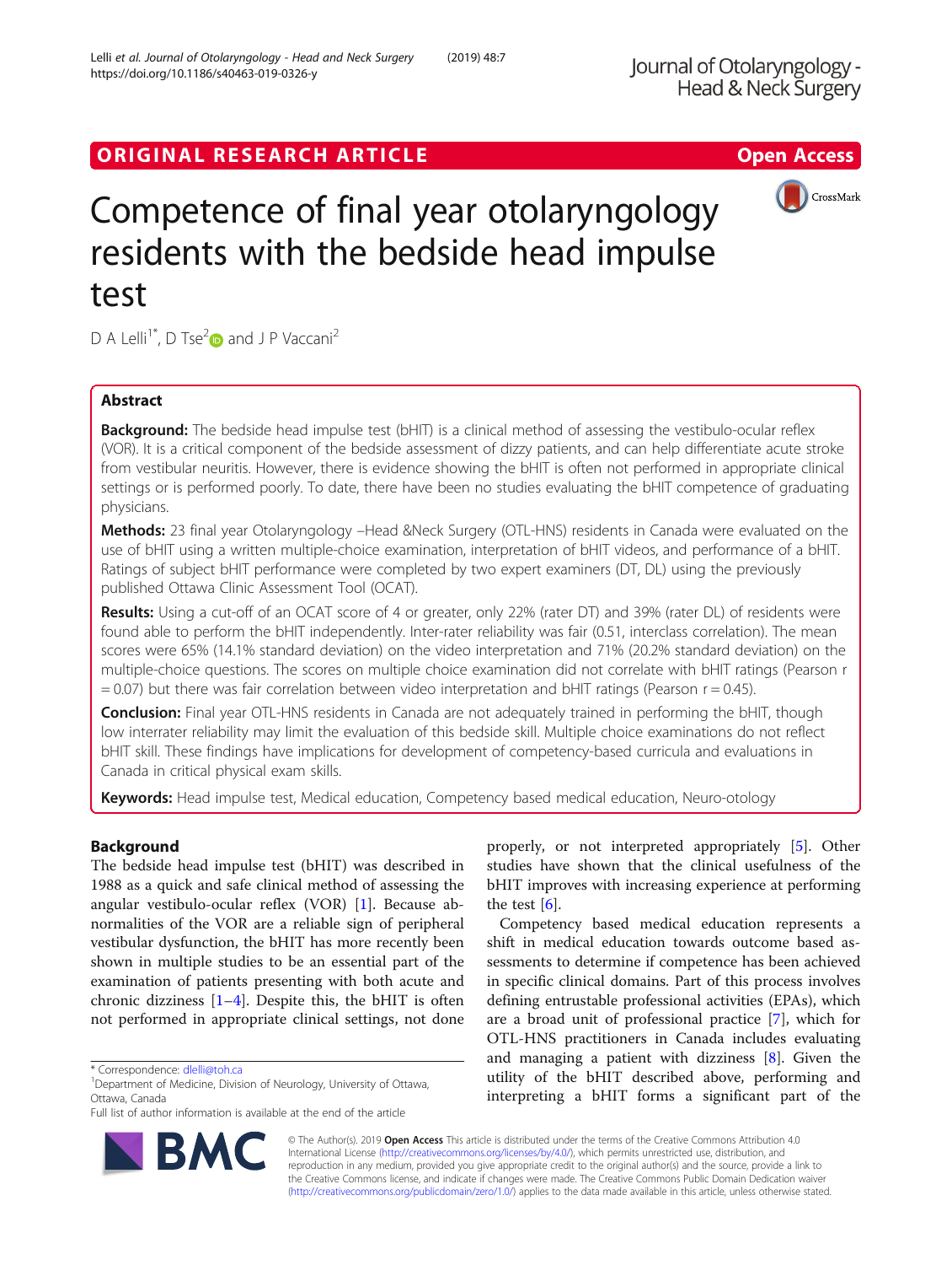ORIGINAL RESEARCH ARTICLE

Open Access

# Competence of final year otolaryngology residents with the bedside head impulse test

D A Lelli[1*], D Tse[2] and J P Vaccani[2]

## Abstract

**Background:** The bedside head impulse test (bHIT) is a clinical method of assessing the vestibulo-ocular reflex (VOR). It is a critical component of the bedside assessment of dizzy patients, and can help differentiate acute stroke from vestibular neuritis. However, there is evidence showing the bHIT is often not performed in appropriate clinical settings or is performed poorly. To date, there have been no studies evaluating the bHIT competence of graduating physicians.

**Methods:** 23 final year Otolaryngology –Head &Neck Surgery (OTL-HNS) residents in Canada were evaluated on the use of bHIT using a written multiple-choice examination, interpretation of bHIT videos, and performance of a bHIT. Ratings of subject bHIT performance were completed by two expert examiners (DT, DL) using the previously published Ottawa Clinic Assessment Tool (OCAT).

**Results:** Using a cut-off of an OCAT score of 4 or greater, only 22% (rater DT) and 39% (rater DL) of residents were found able to perform the bHIT independently. Inter-rater reliability was fair (0.51, interclass correlation). The mean scores were 65% (14.1% standard deviation) on the video interpretation and 71% (20.2% standard deviation) on the multiple-choice questions. The scores on multiple choice examination did not correlate with bHIT ratings (Pearson r = 0.07) but there was fair correlation between video interpretation and bHIT ratings (Pearson r = 0.45).

**Conclusion:** Final year OTL-HNS residents in Canada are not adequately trained in performing the bHIT, though low interrater reliability may limit the evaluation of this bedside skill. Multiple choice examinations do not reflect bHIT skill. These findings have implications for development of competency-based curricula and evaluations in Canada in critical physical exam skills.

**Keywords:** Head impulse test, Medical education, Competency based medical education, Neuro-otology

## Background

The bedside head impulse test (bHIT) was described in 1988 as a quick and safe clinical method of assessing the angular vestibulo-ocular reflex (VOR) [1]. Because abnormalities of the VOR are a reliable sign of peripheral vestibular dysfunction, the bHIT has more recently been shown in multiple studies to be an essential part of the examination of patients presenting with both acute and chronic dizziness [1–4]. Despite this, the bHIT is often not performed in appropriate clinical settings, not done properly, or not interpreted appropriately [5]. Other studies have shown that the clinical usefulness of the bHIT improves with increasing experience at performing the test [6].

Competency based medical education represents a shift in medical education towards outcome based assessments to determine if competence has been achieved in specific clinical domains. Part of this process involves defining entrustable professional activities (EPAs), which are a broad unit of professional practice [7], which for OTL-HNS practitioners in Canada includes evaluating and managing a patient with dizziness [8]. Given the utility of the bHIT described above, performing and interpreting a bHIT forms a significant part of the

\* Correspondence: dlelli@toh.ca

[1]Department of Medicine, Division of Neurology, University of Ottawa, Ottawa, Canada

Full list of author information is available at the end of the article

© The Author(s). 2019 **Open Access** This article is distributed under the terms of the Creative Commons Attribution 4.0 International License (http://creativecommons.org/licenses/by/4.0/), which permits unrestricted use, distribution, and reproduction in any medium, provided you give appropriate credit to the original author(s) and the source, provide a link to the Creative Commons license, and indicate if changes were made. The Creative Commons Public Domain Dedication waiver (http://creativecommons.org/publicdomain/zero/1.0/) applies to the data made available in this article, unless otherwise stated.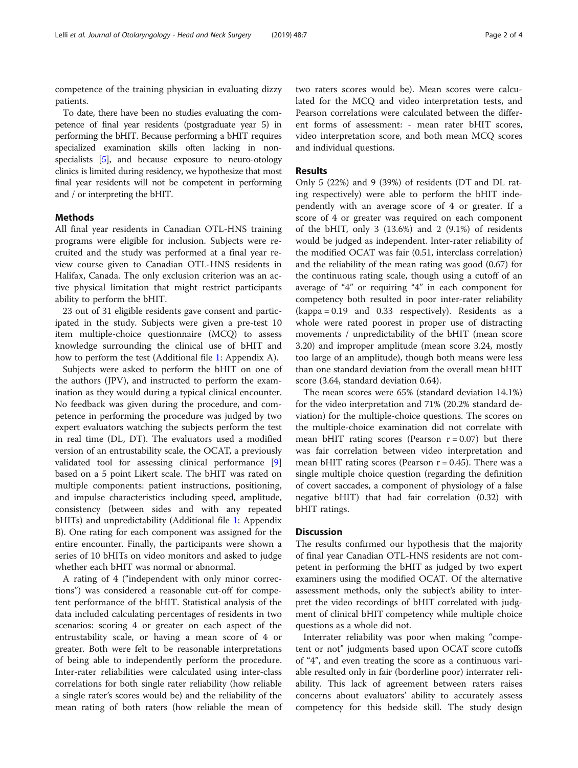competence of the training physician in evaluating dizzy patients.

To date, there have been no studies evaluating the competence of final year residents (postgraduate year 5) in performing the bHIT. Because performing a bHIT requires specialized examination skills often lacking in non-specialists [5], and because exposure to neuro-otology clinics is limited during residency, we hypothesize that most final year residents will not be competent in performing and / or interpreting the bHIT.

## Methods

All final year residents in Canadian OTL-HNS training programs were eligible for inclusion. Subjects were recruited and the study was performed at a final year review course given to Canadian OTL-HNS residents in Halifax, Canada. The only exclusion criterion was an active physical limitation that might restrict participants ability to perform the bHIT.

23 out of 31 eligible residents gave consent and participated in the study. Subjects were given a pre-test 10 item multiple-choice questionnaire (MCQ) to assess knowledge surrounding the clinical use of bHIT and how to perform the test (Additional file 1: Appendix A).

Subjects were asked to perform the bHIT on one of the authors (JPV), and instructed to perform the examination as they would during a typical clinical encounter. No feedback was given during the procedure, and competence in performing the procedure was judged by two expert evaluators watching the subjects perform the test in real time (DL, DT). The evaluators used a modified version of an entrustability scale, the OCAT, a previously validated tool for assessing clinical performance [9] based on a 5 point Likert scale. The bHIT was rated on multiple components: patient instructions, positioning, and impulse characteristics including speed, amplitude, consistency (between sides and with any repeated bHITs) and unpredictability (Additional file 1: Appendix B). One rating for each component was assigned for the entire encounter. Finally, the participants were shown a series of 10 bHITs on video monitors and asked to judge whether each bHIT was normal or abnormal.

A rating of 4 ("independent with only minor corrections") was considered a reasonable cut-off for competent performance of the bHIT. Statistical analysis of the data included calculating percentages of residents in two scenarios: scoring 4 or greater on each aspect of the entrustability scale, or having a mean score of 4 or greater. Both were felt to be reasonable interpretations of being able to independently perform the procedure. Inter-rater reliabilities were calculated using inter-class correlations for both single rater reliability (how reliable a single rater's scores would be) and the reliability of the mean rating of both raters (how reliable the mean of two raters scores would be). Mean scores were calculated for the MCQ and video interpretation tests, and Pearson correlations were calculated between the different forms of assessment: - mean rater bHIT scores, video interpretation score, and both mean MCQ scores and individual questions.

## Results

Only 5 (22%) and 9 (39%) of residents (DT and DL rating respectively) were able to perform the bHIT independently with an average score of 4 or greater. If a score of 4 or greater was required on each component of the bHIT, only 3 (13.6%) and 2 (9.1%) of residents would be judged as independent. Inter-rater reliability of the modified OCAT was fair (0.51, interclass correlation) and the reliability of the mean rating was good (0.67) for the continuous rating scale, though using a cutoff of an average of "4" or requiring "4" in each component for competency both resulted in poor inter-rater reliability (kappa = 0.19 and 0.33 respectively). Residents as a whole were rated poorest in proper use of distracting movements / unpredictability of the bHIT (mean score 3.20) and improper amplitude (mean score 3.24, mostly too large of an amplitude), though both means were less than one standard deviation from the overall mean bHIT score (3.64, standard deviation 0.64).

The mean scores were 65% (standard deviation 14.1%) for the video interpretation and 71% (20.2% standard deviation) for the multiple-choice questions. The scores on the multiple-choice examination did not correlate with mean bHIT rating scores (Pearson $r = 0.07$) but there was fair correlation between video interpretation and mean bHIT rating scores (Pearson $r = 0.45$). There was a single multiple choice question (regarding the definition of covert saccades, a component of physiology of a false negative bHIT) that had fair correlation (0.32) with bHIT ratings.

## Discussion

The results confirmed our hypothesis that the majority of final year Canadian OTL-HNS residents are not competent in performing the bHIT as judged by two expert examiners using the modified OCAT. Of the alternative assessment methods, only the subject's ability to interpret the video recordings of bHIT correlated with judgment of clinical bHIT competency while multiple choice questions as a whole did not.

Interrater reliability was poor when making "competent or not" judgments based upon OCAT score cutoffs of "4", and even treating the score as a continuous variable resulted only in fair (borderline poor) interrater reliability. This lack of agreement between raters raises concerns about evaluators' ability to accurately assess competency for this bedside skill. The study design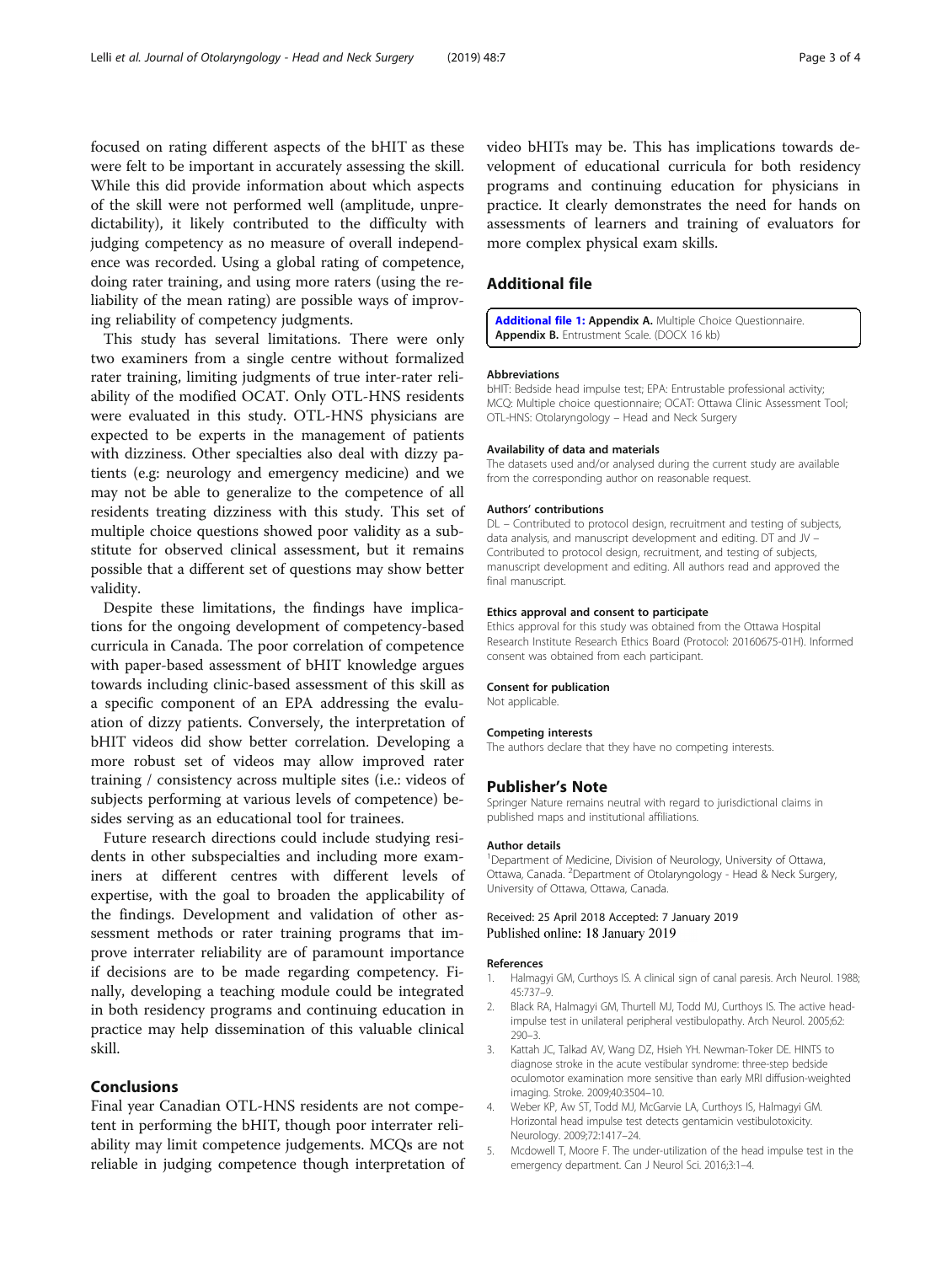focused on rating different aspects of the bHIT as these were felt to be important in accurately assessing the skill. While this did provide information about which aspects of the skill were not performed well (amplitude, unpredictability), it likely contributed to the difficulty with judging competency as no measure of overall independence was recorded. Using a global rating of competence, doing rater training, and using more raters (using the reliability of the mean rating) are possible ways of improving reliability of competency judgments.

This study has several limitations. There were only two examiners from a single centre without formalized rater training, limiting judgments of true inter-rater reliability of the modified OCAT. Only OTL-HNS residents were evaluated in this study. OTL-HNS physicians are expected to be experts in the management of patients with dizziness. Other specialties also deal with dizzy patients (e.g: neurology and emergency medicine) and we may not be able to generalize to the competence of all residents treating dizziness with this study. This set of multiple choice questions showed poor validity as a substitute for observed clinical assessment, but it remains possible that a different set of questions may show better validity.

Despite these limitations, the findings have implications for the ongoing development of competency-based curricula in Canada. The poor correlation of competence with paper-based assessment of bHIT knowledge argues towards including clinic-based assessment of this skill as a specific component of an EPA addressing the evaluation of dizzy patients. Conversely, the interpretation of bHIT videos did show better correlation. Developing a more robust set of videos may allow improved rater training / consistency across multiple sites (i.e.: videos of subjects performing at various levels of competence) besides serving as an educational tool for trainees.

Future research directions could include studying residents in other subspecialties and including more examiners at different centres with different levels of expertise, with the goal to broaden the applicability of the findings. Development and validation of other assessment methods or rater training programs that improve interrater reliability are of paramount importance if decisions are to be made regarding competency. Finally, developing a teaching module could be integrated in both residency programs and continuing education in practice may help dissemination of this valuable clinical skill.

## Conclusions

Final year Canadian OTL-HNS residents are not competent in performing the bHIT, though poor interrater reliability may limit competence judgements. MCQs are not reliable in judging competence though interpretation of video bHITs may be. This has implications towards development of educational curricula for both residency programs and continuing education for physicians in practice. It clearly demonstrates the need for hands on assessments of learners and training of evaluators for more complex physical exam skills.

## Additional file

**Additional file 1: Appendix A.** Multiple Choice Questionnaire. **Appendix B.** Entrustment Scale. (DOCX 16 kb)

#### Abbreviations

bHIT: Bedside head impulse test; EPA: Entrustable professional activity; MCQ: Multiple choice questionnaire; OCAT: Ottawa Clinic Assessment Tool; OTL-HNS: Otolaryngology – Head and Neck Surgery

#### Availability of data and materials

The datasets used and/or analysed during the current study are available from the corresponding author on reasonable request.

#### Authors' contributions

DL – Contributed to protocol design, recruitment and testing of subjects, data analysis, and manuscript development and editing. DT and JV – Contributed to protocol design, recruitment, and testing of subjects, manuscript development and editing. All authors read and approved the final manuscript.

#### Ethics approval and consent to participate

Ethics approval for this study was obtained from the Ottawa Hospital Research Institute Research Ethics Board (Protocol: 20160675-01H). Informed consent was obtained from each participant.

#### Consent for publication

Not applicable.

#### Competing interests

The authors declare that they have no competing interests.

## Publisher's Note

Springer Nature remains neutral with regard to jurisdictional claims in published maps and institutional affiliations.

#### Author details

[1]Department of Medicine, Division of Neurology, University of Ottawa, Ottawa, Canada. [2]Department of Otolaryngology - Head & Neck Surgery, University of Ottawa, Ottawa, Canada.

Received: 25 April 2018 Accepted: 7 January 2019
Published online: 18 January 2019

#### References

1. Halmagyi GM, Curthoys IS. A clinical sign of canal paresis. Arch Neurol. 1988; 45:737–9.
2. Black RA, Halmagyi GM, Thurtell MJ, Todd MJ, Curthoys IS. The active head-impulse test in unilateral peripheral vestibulopathy. Arch Neurol. 2005;62: 290–3.
3. Kattah JC, Talkad AV, Wang DZ, Hsieh YH. Newman-Toker DE. HINTS to diagnose stroke in the acute vestibular syndrome: three-step bedside oculomotor examination more sensitive than early MRI diffusion-weighted imaging. Stroke. 2009;40:3504–10.
4. Weber KP, Aw ST, Todd MJ, McGarvie LA, Curthoys IS, Halmagyi GM. Horizontal head impulse test detects gentamicin vestibulotoxicity. Neurology. 2009;72:1417–24.
5. Mcdowell T, Moore F. The under-utilization of the head impulse test in the emergency department. Can J Neurol Sci. 2016;3:1–4.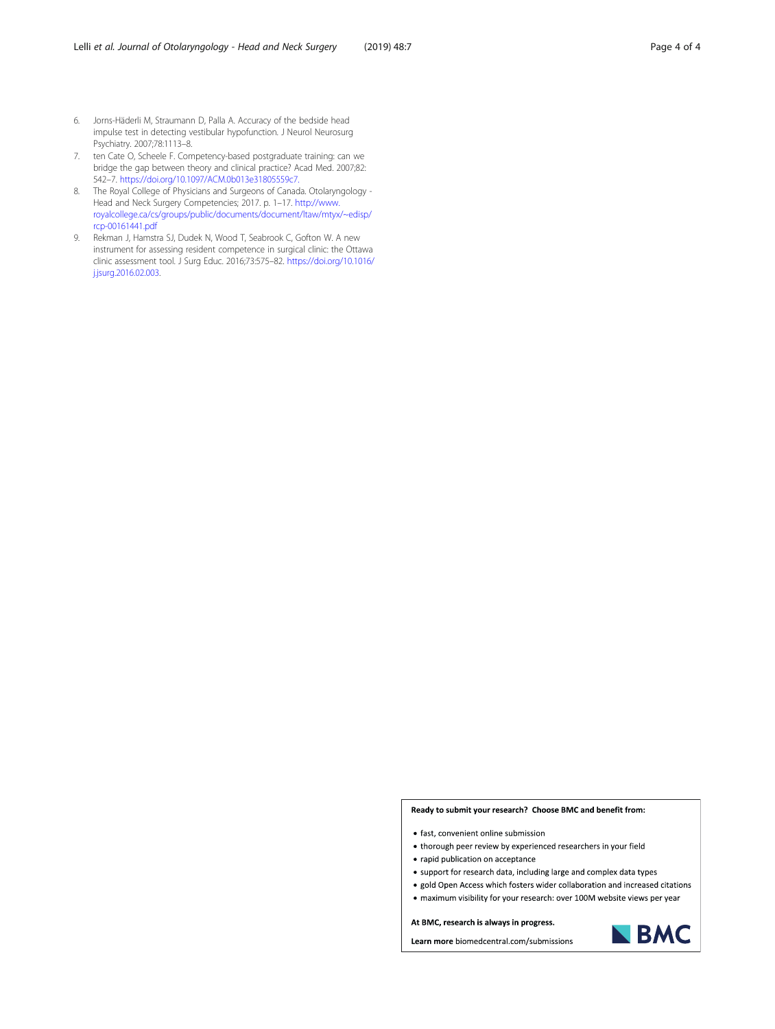6. Jorns-Häderli M, Straumann D, Palla A. Accuracy of the bedside head impulse test in detecting vestibular hypofunction. J Neurol Neurosurg Psychiatry. 2007;78:1113–8.
7. ten Cate O, Scheele F. Competency-based postgraduate training: can we bridge the gap between theory and clinical practice? Acad Med. 2007;82: 542–7. https://doi.org/10.1097/ACM.0b013e31805559c7.
8. The Royal College of Physicians and Surgeons of Canada. Otolaryngology - Head and Neck Surgery Competencies; 2017. p. 1–17. http://www.royalcollege.ca/cs/groups/public/documents/document/ltaw/mtyx/~edisp/rcp-00161441.pdf
9. Rekman J, Hamstra SJ, Dudek N, Wood T, Seabrook C, Gofton W. A new instrument for assessing resident competence in surgical clinic: the Ottawa clinic assessment tool. J Surg Educ. 2016;73:575–82. https://doi.org/10.1016/j.jsurg.2016.02.003.

**Ready to submit your research? Choose BMC and benefit from:**

- fast, convenient online submission
- thorough peer review by experienced researchers in your field
- rapid publication on acceptance
- support for research data, including large and complex data types
- gold Open Access which fosters wider collaboration and increased citations
- maximum visibility for your research: over 100M website views per year

**At BMC, research is always in progress.**

**Learn more** biomedcentral.com/submissions

BMC